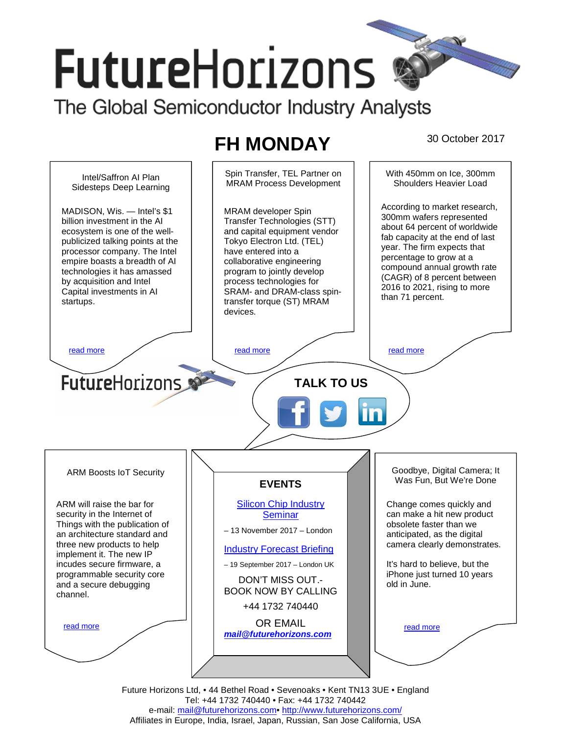# FutureHorizons

The Global Semiconductor Industry Analysts

## FH MONDAY

30 October 2017

### Intel/Saffron AI Plan Sidesteps Deep Learning

MADISON, Wis. — Intel's $1 billion investment in the AI ecosystem is one of the well-publicized talking points at the processor company. The Intel empire boasts a breadth of AI technologies it has amassed by acquisition and Intel Capital investments in AI startups.

read more

### Spin Transfer, TEL Partner on MRAM Process Development

MRAM developer Spin Transfer Technologies (STT) and capital equipment vendor Tokyo Electron Ltd. (TEL) have entered into a collaborative engineering program to jointly develop process technologies for SRAM- and DRAM-class spin-transfer torque (ST) MRAM devices.

read more

### With 450mm on Ice, 300mm Shoulders Heavier Load

According to market research, 300mm wafers represented about 64 percent of worldwide fab capacity at the end of last year. The firm expects that percentage to grow at a compound annual growth rate (CAGR) of 8 percent between 2016 to 2021, rising to more than 71 percent.

read more

FutureHorizons

TALK TO US

### ARM Boosts IoT Security

ARM will raise the bar for security in the Internet of Things with the publication of an architecture standard and three new products to help implement it. The new IP incudes secure firmware, a programmable security core and a secure debugging channel.

read more

### EVENTS

Silicon Chip Industry Seminar

– 13 November 2017 – London

Industry Forecast Briefing

– 19 September 2017 – London UK

DON'T MISS OUT.- BOOK NOW BY CALLING

+44 1732 740440

OR EMAIL

***mail@futurehorizons.com***

### Goodbye, Digital Camera; It Was Fun, But We're Done

Change comes quickly and can make a hit new product obsolete faster than we anticipated, as the digital camera clearly demonstrates.

It's hard to believe, but the iPhone just turned 10 years old in June.

read more

Future Horizons Ltd, • 44 Bethel Road • Sevenoaks • Kent TN13 3UE • England
Tel: +44 1732 740440 • Fax: +44 1732 740442
e-mail: mail@futurehorizons.com• http://www.futurehorizons.com/
Affiliates in Europe, India, Israel, Japan, Russian, San Jose California, USA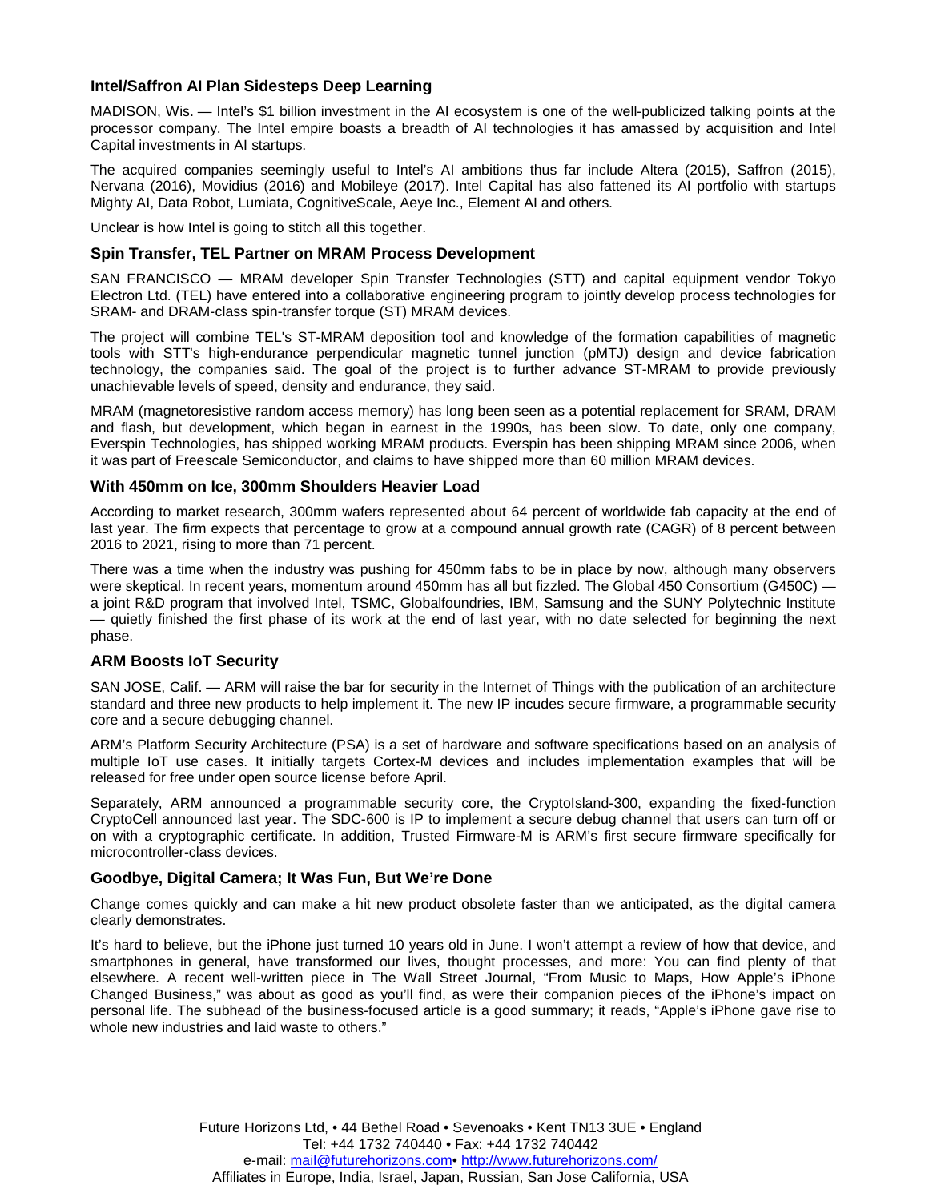### Intel/Saffron AI Plan Sidesteps Deep Learning

MADISON, Wis. — Intel's $1 billion investment in the AI ecosystem is one of the well-publicized talking points at the processor company. The Intel empire boasts a breadth of AI technologies it has amassed by acquisition and Intel Capital investments in AI startups.

The acquired companies seemingly useful to Intel's AI ambitions thus far include Altera (2015), Saffron (2015), Nervana (2016), Movidius (2016) and Mobileye (2017). Intel Capital has also fattened its AI portfolio with startups Mighty AI, Data Robot, Lumiata, CognitiveScale, Aeye Inc., Element AI and others.

Unclear is how Intel is going to stitch all this together.

### Spin Transfer, TEL Partner on MRAM Process Development

SAN FRANCISCO — MRAM developer Spin Transfer Technologies (STT) and capital equipment vendor Tokyo Electron Ltd. (TEL) have entered into a collaborative engineering program to jointly develop process technologies for SRAM- and DRAM-class spin-transfer torque (ST) MRAM devices.

The project will combine TEL's ST-MRAM deposition tool and knowledge of the formation capabilities of magnetic tools with STT's high-endurance perpendicular magnetic tunnel junction (pMTJ) design and device fabrication technology, the companies said. The goal of the project is to further advance ST-MRAM to provide previously unachievable levels of speed, density and endurance, they said.

MRAM (magnetoresistive random access memory) has long been seen as a potential replacement for SRAM, DRAM and flash, but development, which began in earnest in the 1990s, has been slow. To date, only one company, Everspin Technologies, has shipped working MRAM products. Everspin has been shipping MRAM since 2006, when it was part of Freescale Semiconductor, and claims to have shipped more than 60 million MRAM devices.

### With 450mm on Ice, 300mm Shoulders Heavier Load

According to market research, 300mm wafers represented about 64 percent of worldwide fab capacity at the end of last year. The firm expects that percentage to grow at a compound annual growth rate (CAGR) of 8 percent between 2016 to 2021, rising to more than 71 percent.

There was a time when the industry was pushing for 450mm fabs to be in place by now, although many observers were skeptical. In recent years, momentum around 450mm has all but fizzled. The Global 450 Consortium (G450C) — a joint R&D program that involved Intel, TSMC, Globalfoundries, IBM, Samsung and the SUNY Polytechnic Institute — quietly finished the first phase of its work at the end of last year, with no date selected for beginning the next phase.

### ARM Boosts IoT Security

SAN JOSE, Calif. — ARM will raise the bar for security in the Internet of Things with the publication of an architecture standard and three new products to help implement it. The new IP incudes secure firmware, a programmable security core and a secure debugging channel.

ARM's Platform Security Architecture (PSA) is a set of hardware and software specifications based on an analysis of multiple IoT use cases. It initially targets Cortex-M devices and includes implementation examples that will be released for free under open source license before April.

Separately, ARM announced a programmable security core, the CryptoIsland-300, expanding the fixed-function CryptoCell announced last year. The SDC-600 is IP to implement a secure debug channel that users can turn off or on with a cryptographic certificate. In addition, Trusted Firmware-M is ARM's first secure firmware specifically for microcontroller-class devices.

### Goodbye, Digital Camera; It Was Fun, But We're Done

Change comes quickly and can make a hit new product obsolete faster than we anticipated, as the digital camera clearly demonstrates.

It's hard to believe, but the iPhone just turned 10 years old in June. I won't attempt a review of how that device, and smartphones in general, have transformed our lives, thought processes, and more: You can find plenty of that elsewhere. A recent well-written piece in The Wall Street Journal, "From Music to Maps, How Apple's iPhone Changed Business," was about as good as you'll find, as were their companion pieces of the iPhone's impact on personal life. The subhead of the business-focused article is a good summary; it reads, "Apple's iPhone gave rise to whole new industries and laid waste to others."